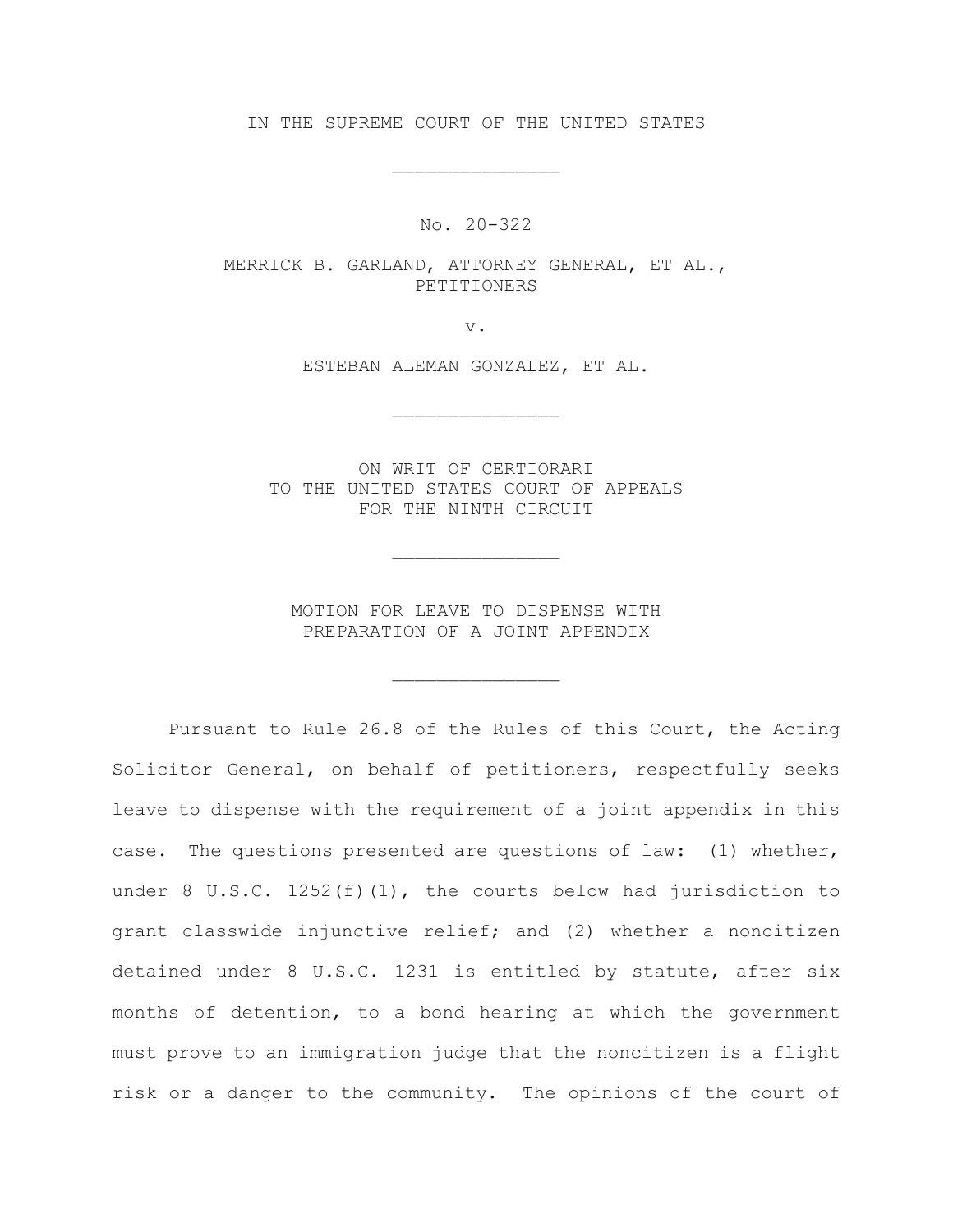IN THE SUPREME COURT OF THE UNITED STATES

_______________

No. 20-322

MERRICK B. GARLAND, ATTORNEY GENERAL, ET AL., PETITIONERS

v.

ESTEBAN ALEMAN GONZALEZ, ET AL.

_______________

ON WRIT OF CERTIORARI
TO THE UNITED STATES COURT OF APPEALS
FOR THE NINTH CIRCUIT

_______________

MOTION FOR LEAVE TO DISPENSE WITH
PREPARATION OF A JOINT APPENDIX

_______________

Pursuant to Rule 26.8 of the Rules of this Court, the Acting Solicitor General, on behalf of petitioners, respectfully seeks leave to dispense with the requirement of a joint appendix in this case. The questions presented are questions of law: (1) whether, under 8 U.S.C. 1252(f)(1), the courts below had jurisdiction to grant classwide injunctive relief; and (2) whether a noncitizen detained under 8 U.S.C. 1231 is entitled by statute, after six months of detention, to a bond hearing at which the government must prove to an immigration judge that the noncitizen is a flight risk or a danger to the community. The opinions of the court of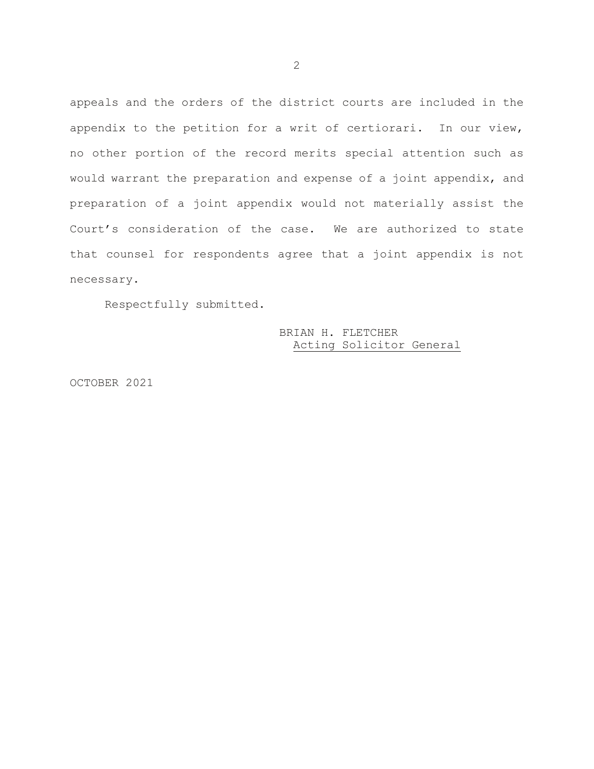appeals and the orders of the district courts are included in the appendix to the petition for a writ of certiorari. In our view, no other portion of the record merits special attention such as would warrant the preparation and expense of a joint appendix, and preparation of a joint appendix would not materially assist the Court's consideration of the case. We are authorized to state that counsel for respondents agree that a joint appendix is not necessary.

Respectfully submitted.

BRIAN H. FLETCHER
Acting Solicitor General

OCTOBER 2021